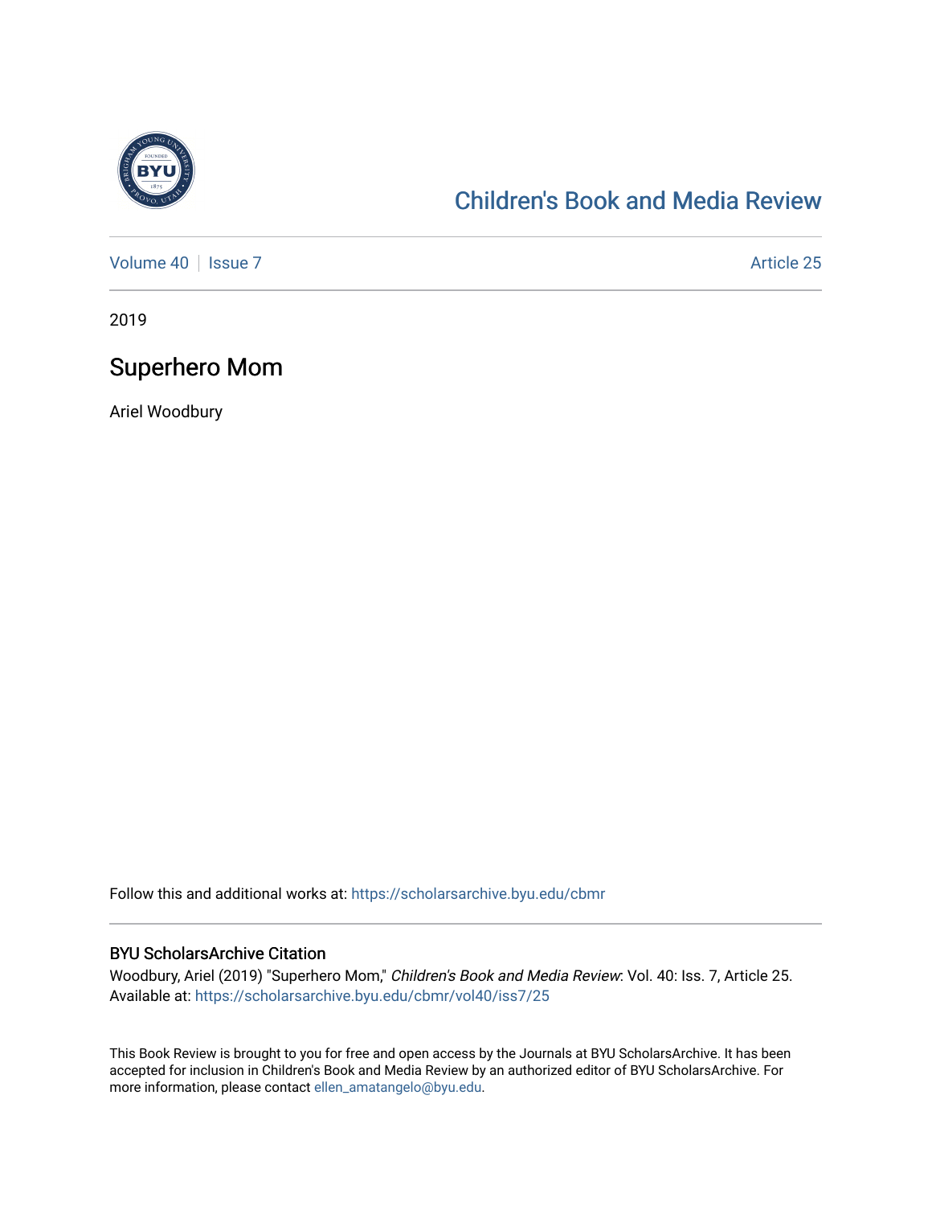# Children's Book and Media Review

Volume 40 | Issue 7 Article 25

2019

## Superhero Mom

Ariel Woodbury

Follow this and additional works at: https://scholarsarchive.byu.edu/cbmr

### BYU ScholarsArchive Citation

Woodbury, Ariel (2019) "Superhero Mom," *Children's Book and Media Review*: Vol. 40: Iss. 7, Article 25. Available at: https://scholarsarchive.byu.edu/cbmr/vol40/iss7/25

This Book Review is brought to you for free and open access by the Journals at BYU ScholarsArchive. It has been accepted for inclusion in Children's Book and Media Review by an authorized editor of BYU ScholarsArchive. For more information, please contact ellen_amatangelo@byu.edu.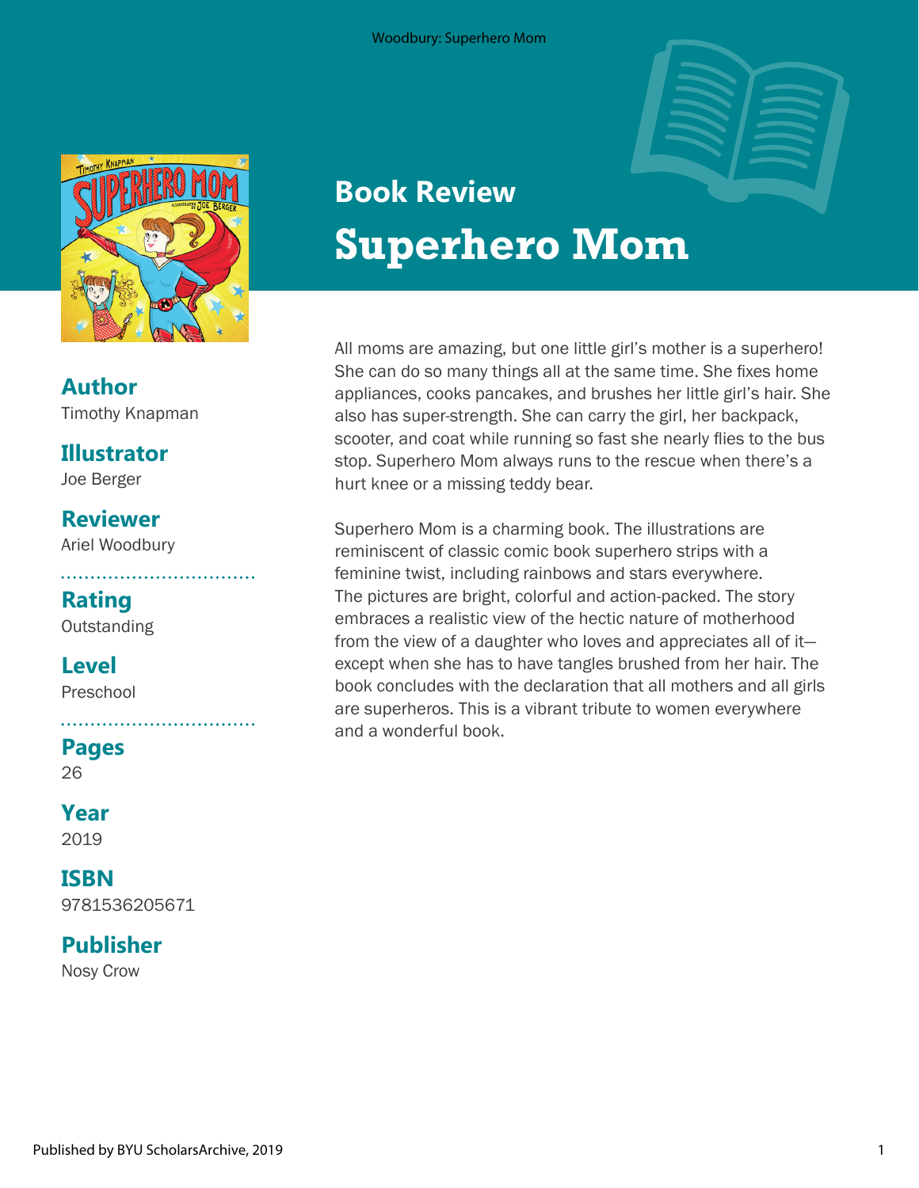## Book Review

# Superhero Mom

**Author**
Timothy Knapman

**Illustrator**
Joe Berger

**Reviewer**
Ariel Woodbury

**Rating**
Outstanding

**Level**
Preschool

**Pages**
26

**Year**
2019

**ISBN**
9781536205671

**Publisher**
Nosy Crow

All moms are amazing, but one little girl's mother is a superhero! She can do so many things all at the same time. She fixes home appliances, cooks pancakes, and brushes her little girl's hair. She also has super-strength. She can carry the girl, her backpack, scooter, and coat while running so fast she nearly flies to the bus stop. Superhero Mom always runs to the rescue when there's a hurt knee or a missing teddy bear.

Superhero Mom is a charming book. The illustrations are reminiscent of classic comic book superhero strips with a feminine twist, including rainbows and stars everywhere. The pictures are bright, colorful and action-packed. The story embraces a realistic view of the hectic nature of motherhood from the view of a daughter who loves and appreciates all of it—except when she has to have tangles brushed from her hair. The book concludes with the declaration that all mothers and all girls are superheros. This is a vibrant tribute to women everywhere and a wonderful book.